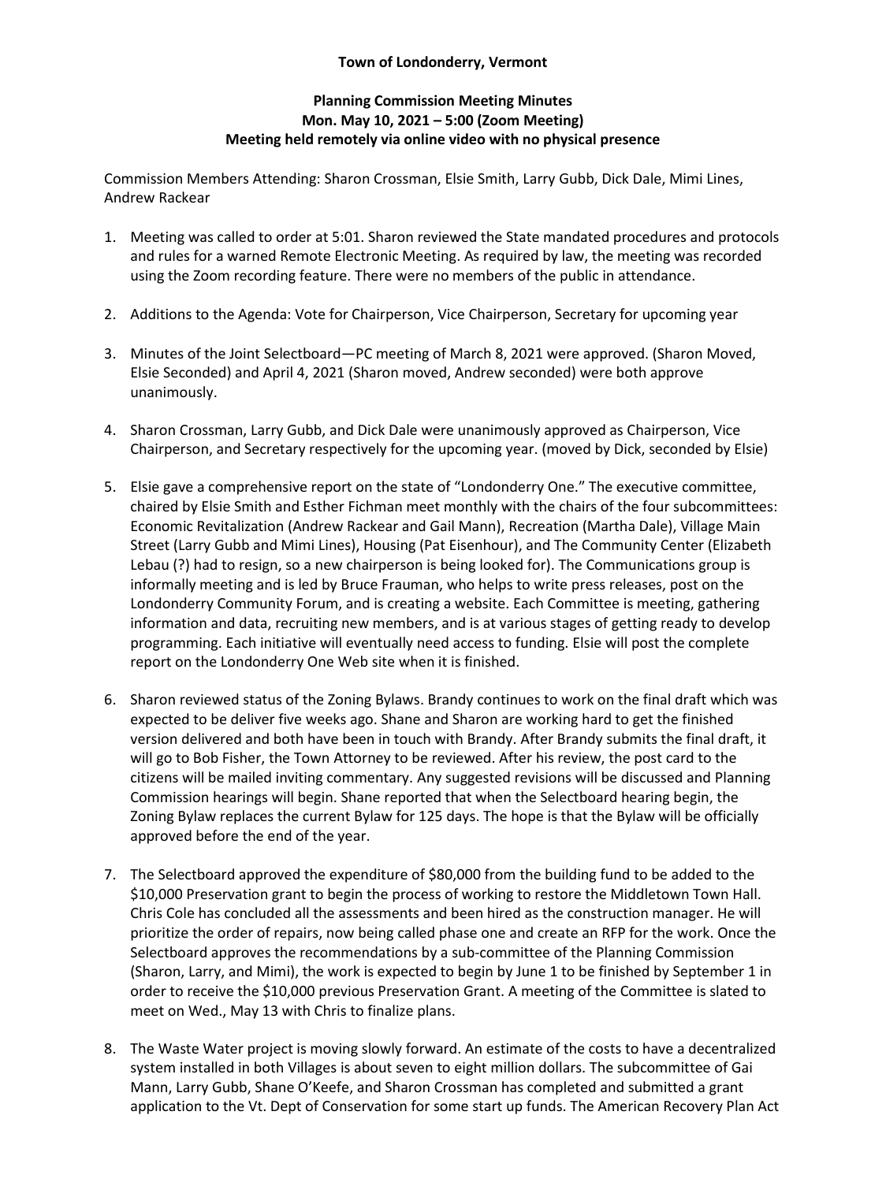**Town of Londonderry, Vermont**

**Planning Commission Meeting Minutes**
**Mon. May 10, 2021 – 5:00 (Zoom Meeting)**
**Meeting held remotely via online video with no physical presence**

Commission Members Attending: Sharon Crossman, Elsie Smith, Larry Gubb, Dick Dale, Mimi Lines, Andrew Rackear

1. Meeting was called to order at 5:01. Sharon reviewed the State mandated procedures and protocols and rules for a warned Remote Electronic Meeting. As required by law, the meeting was recorded using the Zoom recording feature. There were no members of the public in attendance.

2. Additions to the Agenda: Vote for Chairperson, Vice Chairperson, Secretary for upcoming year

3. Minutes of the Joint Selectboard—PC meeting of March 8, 2021 were approved. (Sharon Moved, Elsie Seconded) and April 4, 2021 (Sharon moved, Andrew seconded) were both approve unanimously.

4. Sharon Crossman, Larry Gubb, and Dick Dale were unanimously approved as Chairperson, Vice Chairperson, and Secretary respectively for the upcoming year. (moved by Dick, seconded by Elsie)

5. Elsie gave a comprehensive report on the state of "Londonderry One." The executive committee, chaired by Elsie Smith and Esther Fichman meet monthly with the chairs of the four subcommittees: Economic Revitalization (Andrew Rackear and Gail Mann), Recreation (Martha Dale), Village Main Street (Larry Gubb and Mimi Lines), Housing (Pat Eisenhour), and The Community Center (Elizabeth Lebau (?) had to resign, so a new chairperson is being looked for). The Communications group is informally meeting and is led by Bruce Frauman, who helps to write press releases, post on the Londonderry Community Forum, and is creating a website. Each Committee is meeting, gathering information and data, recruiting new members, and is at various stages of getting ready to develop programming. Each initiative will eventually need access to funding. Elsie will post the complete report on the Londonderry One Web site when it is finished.

6. Sharon reviewed status of the Zoning Bylaws. Brandy continues to work on the final draft which was expected to be deliver five weeks ago. Shane and Sharon are working hard to get the finished version delivered and both have been in touch with Brandy. After Brandy submits the final draft, it will go to Bob Fisher, the Town Attorney to be reviewed. After his review, the post card to the citizens will be mailed inviting commentary. Any suggested revisions will be discussed and Planning Commission hearings will begin. Shane reported that when the Selectboard hearing begin, the Zoning Bylaw replaces the current Bylaw for 125 days. The hope is that the Bylaw will be officially approved before the end of the year.

7. The Selectboard approved the expenditure of $80,000 from the building fund to be added to the $10,000 Preservation grant to begin the process of working to restore the Middletown Town Hall. Chris Cole has concluded all the assessments and been hired as the construction manager. He will prioritize the order of repairs, now being called phase one and create an RFP for the work. Once the Selectboard approves the recommendations by a sub-committee of the Planning Commission (Sharon, Larry, and Mimi), the work is expected to begin by June 1 to be finished by September 1 in order to receive the $10,000 previous Preservation Grant. A meeting of the Committee is slated to meet on Wed., May 13 with Chris to finalize plans.

8. The Waste Water project is moving slowly forward. An estimate of the costs to have a decentralized system installed in both Villages is about seven to eight million dollars. The subcommittee of Gai Mann, Larry Gubb, Shane O'Keefe, and Sharon Crossman has completed and submitted a grant application to the Vt. Dept of Conservation for some start up funds. The American Recovery Plan Act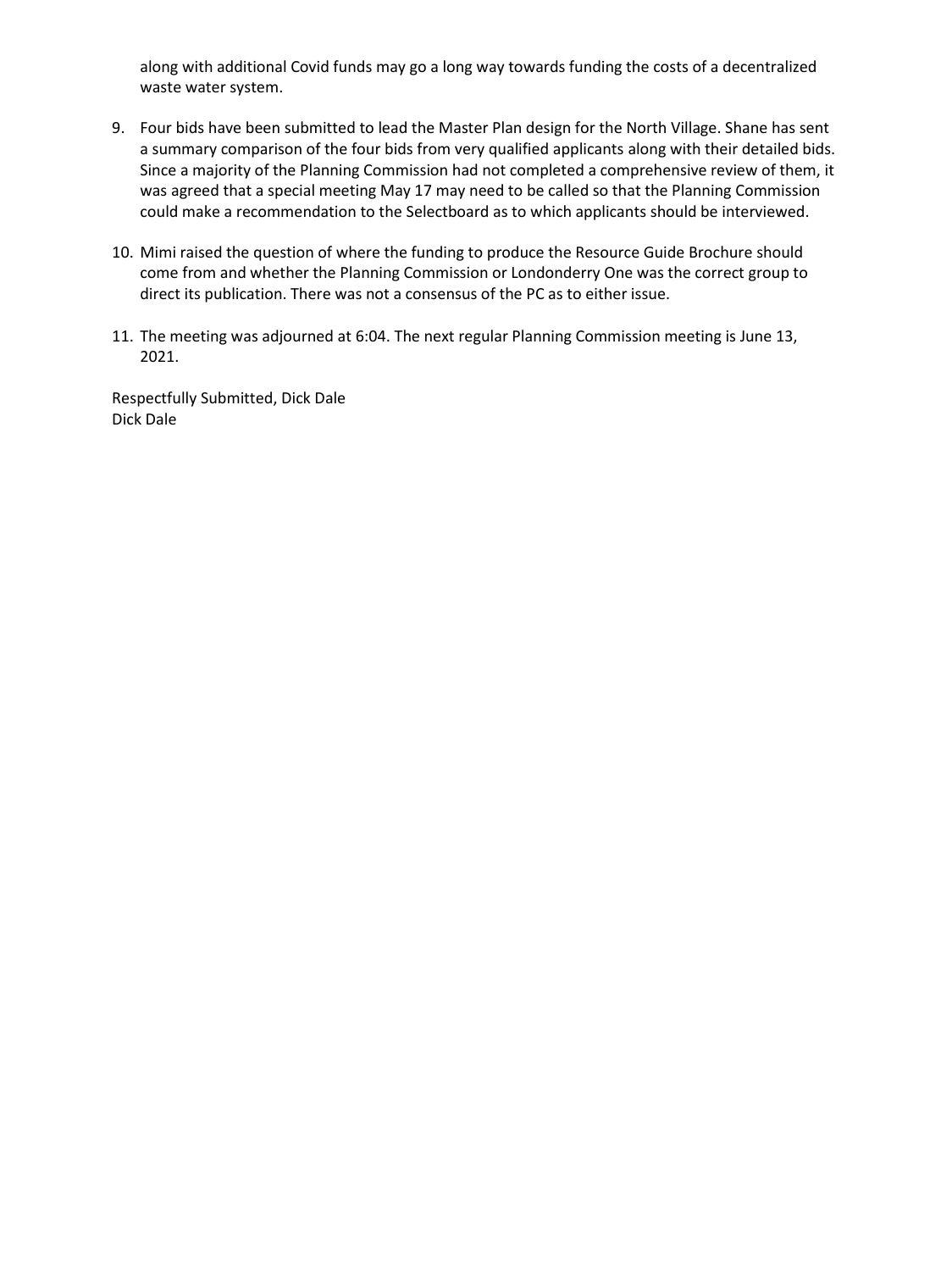along with additional Covid funds may go a long way towards funding the costs of a decentralized waste water system.

9. Four bids have been submitted to lead the Master Plan design for the North Village. Shane has sent a summary comparison of the four bids from very qualified applicants along with their detailed bids. Since a majority of the Planning Commission had not completed a comprehensive review of them, it was agreed that a special meeting May 17 may need to be called so that the Planning Commission could make a recommendation to the Selectboard as to which applicants should be interviewed.

10. Mimi raised the question of where the funding to produce the Resource Guide Brochure should come from and whether the Planning Commission or Londonderry One was the correct group to direct its publication. There was not a consensus of the PC as to either issue.

11. The meeting was adjourned at 6:04. The next regular Planning Commission meeting is June 13, 2021.

Respectfully Submitted, Dick Dale
Dick Dale